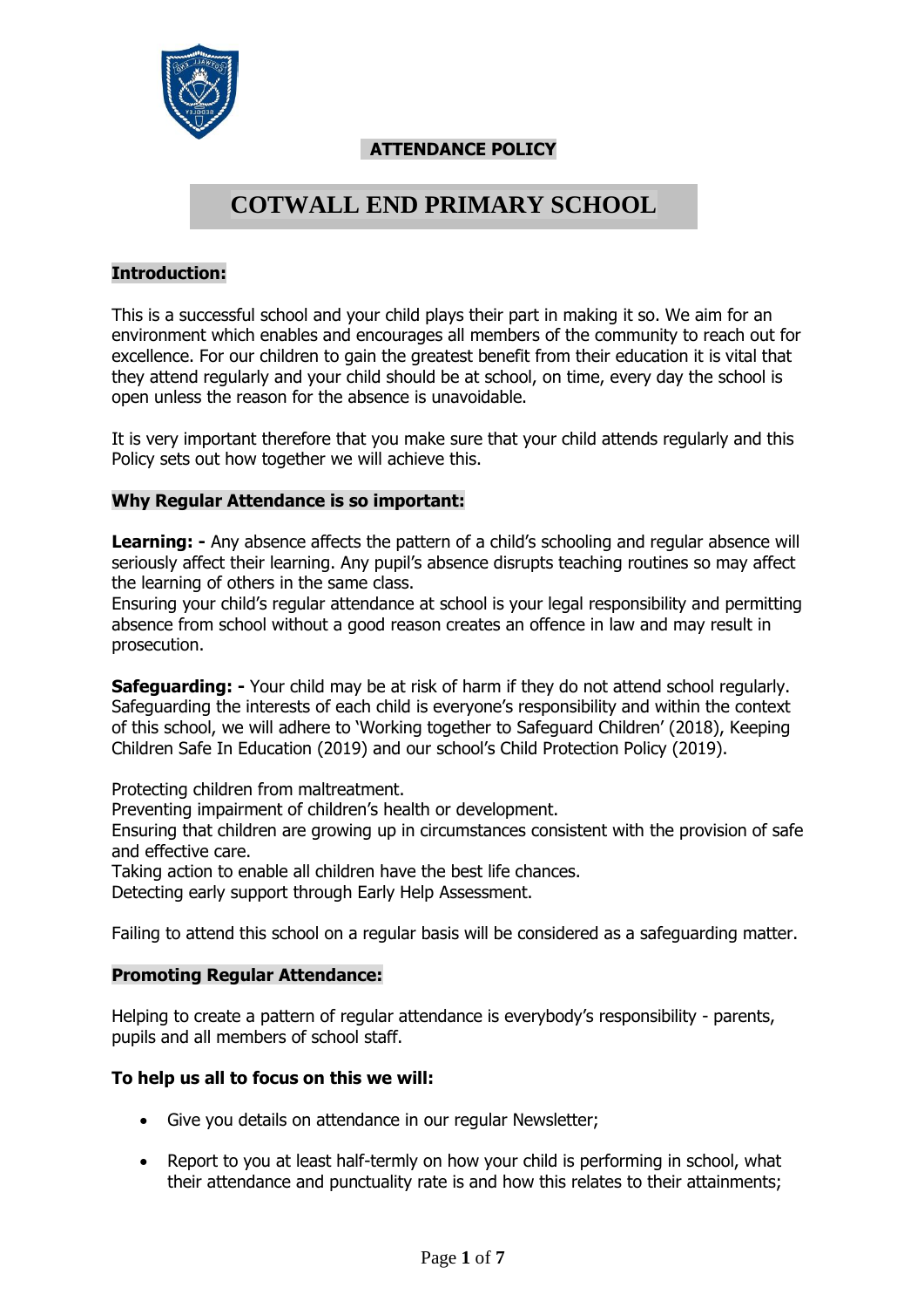**ATTENDANCE POLICY**

# COTWALL END PRIMARY SCHOOL

## Introduction:

This is a successful school and your child plays their part in making it so. We aim for an environment which enables and encourages all members of the community to reach out for excellence. For our children to gain the greatest benefit from their education it is vital that they attend regularly and your child should be at school, on time, every day the school is open unless the reason for the absence is unavoidable.

It is very important therefore that you make sure that your child attends regularly and this Policy sets out how together we will achieve this.

## Why Regular Attendance is so important:

**Learning: -** Any absence affects the pattern of a child's schooling and regular absence will seriously affect their learning. Any pupil's absence disrupts teaching routines so may affect the learning of others in the same class.
Ensuring your child's regular attendance at school is your legal responsibility and permitting absence from school without a good reason creates an offence in law and may result in prosecution.

**Safeguarding: -** Your child may be at risk of harm if they do not attend school regularly. Safeguarding the interests of each child is everyone's responsibility and within the context of this school, we will adhere to 'Working together to Safeguard Children' (2018), Keeping Children Safe In Education (2019) and our school's Child Protection Policy (2019).

Protecting children from maltreatment.
Preventing impairment of children's health or development.
Ensuring that children are growing up in circumstances consistent with the provision of safe and effective care.
Taking action to enable all children have the best life chances.
Detecting early support through Early Help Assessment.

Failing to attend this school on a regular basis will be considered as a safeguarding matter.

## Promoting Regular Attendance:

Helping to create a pattern of regular attendance is everybody's responsibility - parents, pupils and all members of school staff.

**To help us all to focus on this we will:**

- Give you details on attendance in our regular Newsletter;
- Report to you at least half-termly on how your child is performing in school, what their attendance and punctuality rate is and how this relates to their attainments;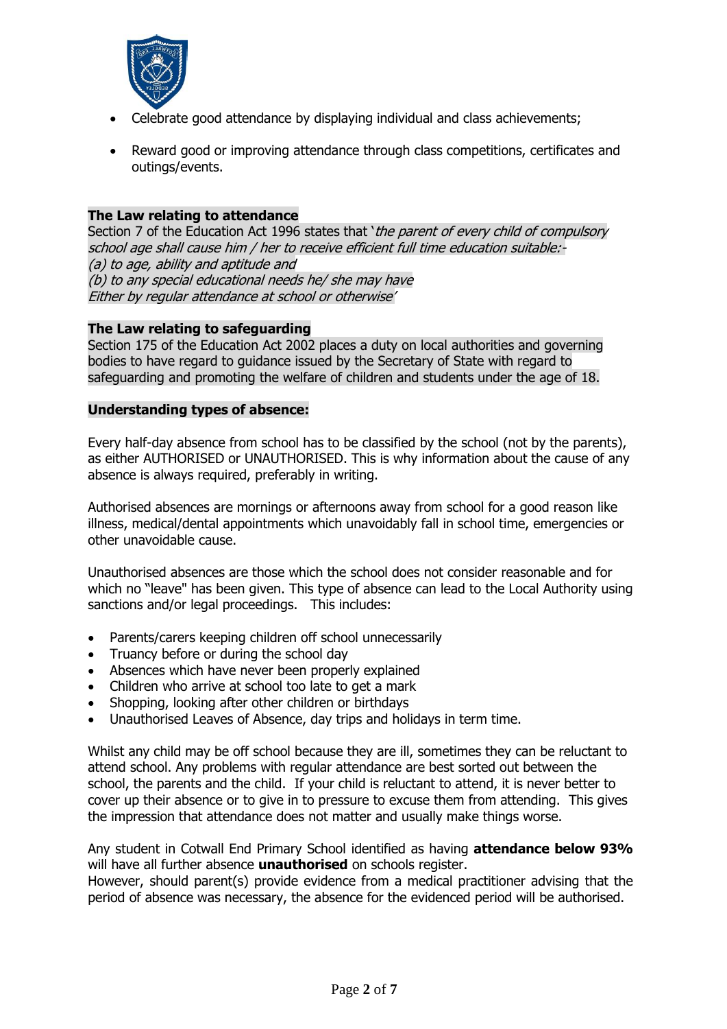- Celebrate good attendance by displaying individual and class achievements;
- Reward good or improving attendance through class competitions, certificates and outings/events.

**The Law relating to attendance**

Section 7 of the Education Act 1996 states that '*the parent of every child of compulsory school age shall cause him / her to receive efficient full time education suitable:-*
*(a) to age, ability and aptitude and*
*(b) to any special educational needs he/ she may have*
*Either by regular attendance at school or otherwise'*

**The Law relating to safeguarding**

Section 175 of the Education Act 2002 places a duty on local authorities and governing bodies to have regard to guidance issued by the Secretary of State with regard to safeguarding and promoting the welfare of children and students under the age of 18.

**Understanding types of absence:**

Every half-day absence from school has to be classified by the school (not by the parents), as either AUTHORISED or UNAUTHORISED. This is why information about the cause of any absence is always required, preferably in writing.

Authorised absences are mornings or afternoons away from school for a good reason like illness, medical/dental appointments which unavoidably fall in school time, emergencies or other unavoidable cause.

Unauthorised absences are those which the school does not consider reasonable and for which no "leave" has been given. This type of absence can lead to the Local Authority using sanctions and/or legal proceedings. This includes:

- Parents/carers keeping children off school unnecessarily
- Truancy before or during the school day
- Absences which have never been properly explained
- Children who arrive at school too late to get a mark
- Shopping, looking after other children or birthdays
- Unauthorised Leaves of Absence, day trips and holidays in term time.

Whilst any child may be off school because they are ill, sometimes they can be reluctant to attend school. Any problems with regular attendance are best sorted out between the school, the parents and the child. If your child is reluctant to attend, it is never better to cover up their absence or to give in to pressure to excuse them from attending. This gives the impression that attendance does not matter and usually make things worse.

Any student in Cotwall End Primary School identified as having **attendance below 93%** will have all further absence **unauthorised** on schools register.
However, should parent(s) provide evidence from a medical practitioner advising that the period of absence was necessary, the absence for the evidenced period will be authorised.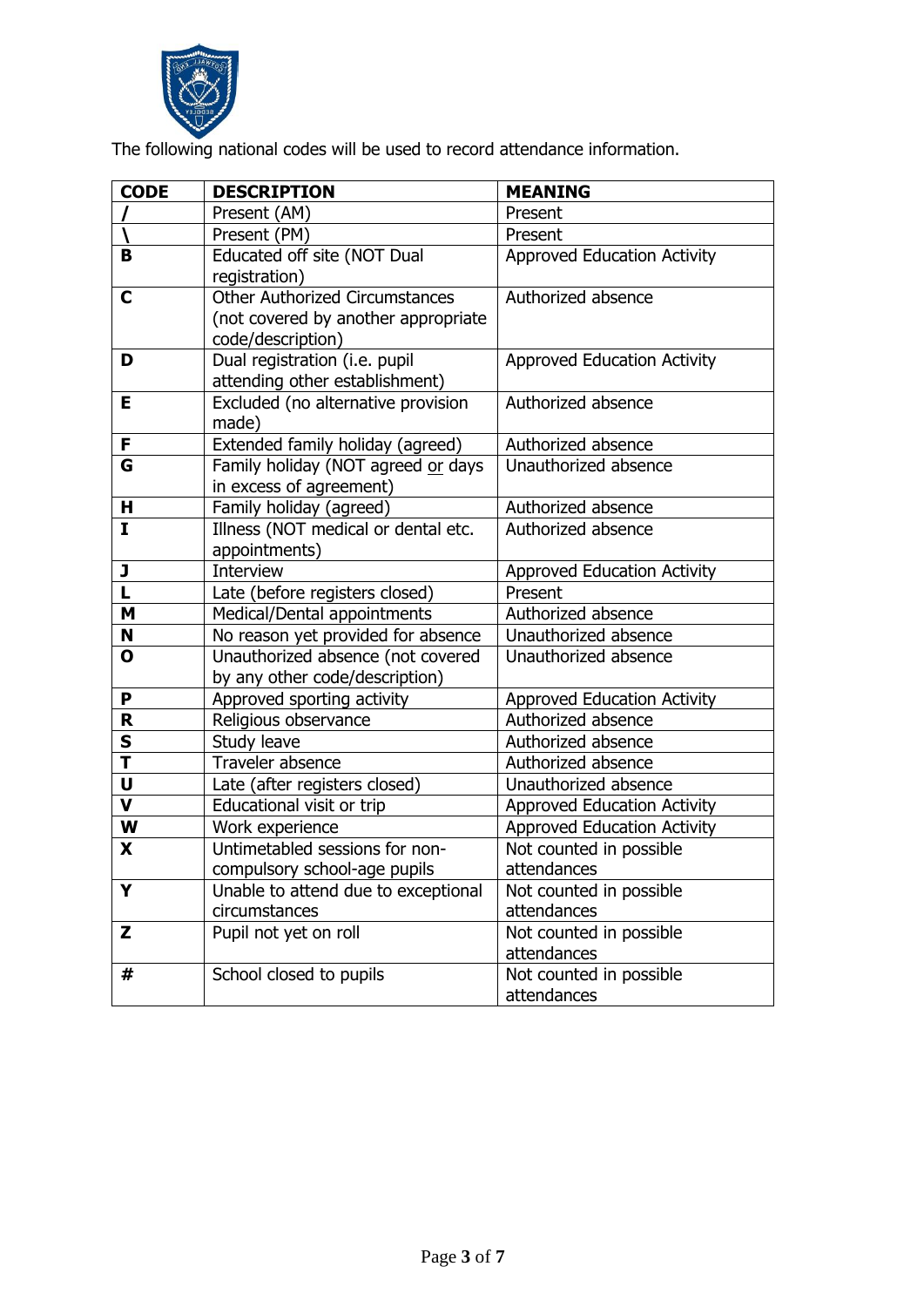The following national codes will be used to record attendance information.

| CODE | DESCRIPTION | MEANING |
|---|---|---|
| **/** | Present (AM) | Present |
| **\** | Present (PM) | Present |
| **B** | Educated off site (NOT Dual registration) | Approved Education Activity |
| **C** | Other Authorized Circumstances (not covered by another appropriate code/description) | Authorized absence |
| **D** | Dual registration (i.e. pupil attending other establishment) | Approved Education Activity |
| **E** | Excluded (no alternative provision made) | Authorized absence |
| **F** | Extended family holiday (agreed) | Authorized absence |
| **G** | Family holiday (NOT agreed or days in excess of agreement) | Unauthorized absence |
| **H** | Family holiday (agreed) | Authorized absence |
| **I** | Illness (NOT medical or dental etc. appointments) | Authorized absence |
| **J** | Interview | Approved Education Activity |
| **L** | Late (before registers closed) | Present |
| **M** | Medical/Dental appointments | Authorized absence |
| **N** | No reason yet provided for absence | Unauthorized absence |
| **O** | Unauthorized absence (not covered by any other code/description) | Unauthorized absence |
| **P** | Approved sporting activity | Approved Education Activity |
| **R** | Religious observance | Authorized absence |
| **S** | Study leave | Authorized absence |
| **T** | Traveler absence | Authorized absence |
| **U** | Late (after registers closed) | Unauthorized absence |
| **V** | Educational visit or trip | Approved Education Activity |
| **W** | Work experience | Approved Education Activity |
| **X** | Untimetabled sessions for non-compulsory school-age pupils | Not counted in possible attendances |
| **Y** | Unable to attend due to exceptional circumstances | Not counted in possible attendances |
| **Z** | Pupil not yet on roll | Not counted in possible attendances |
| **#** | School closed to pupils | Not counted in possible attendances |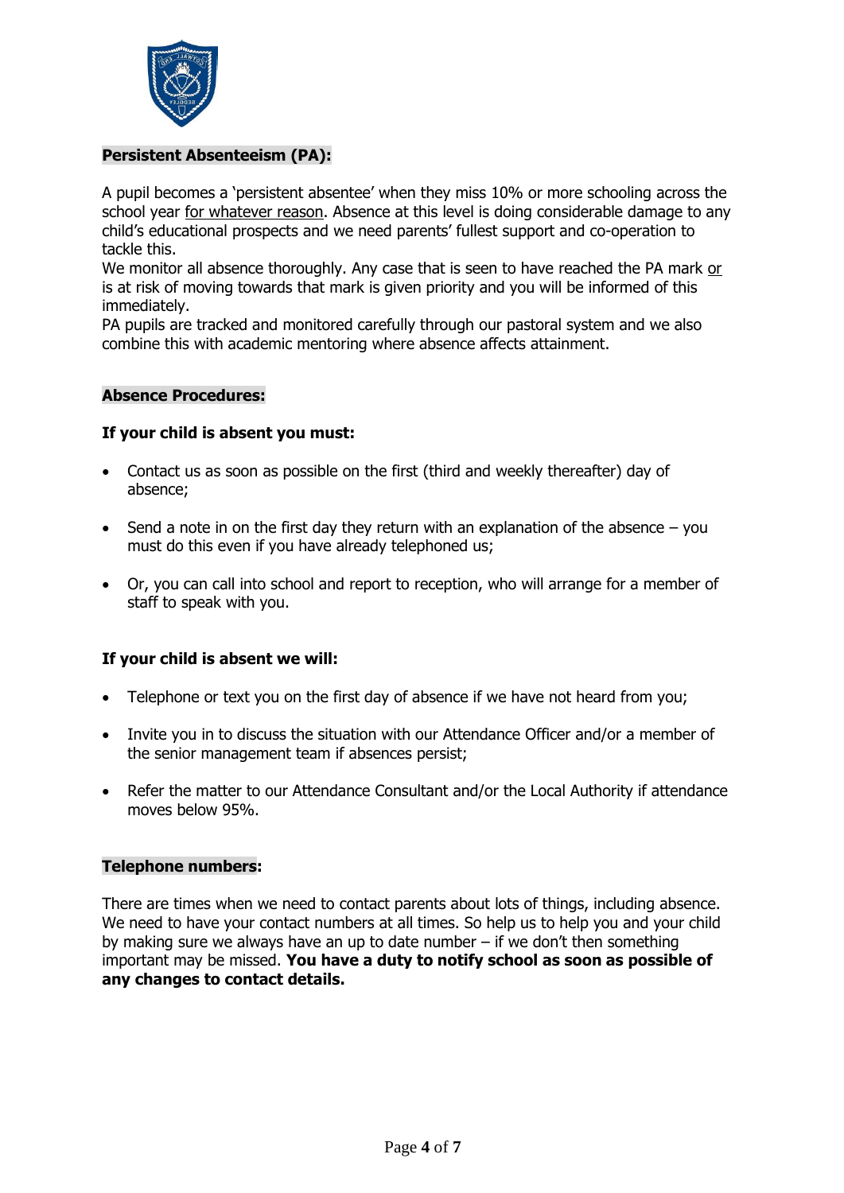## Persistent Absenteeism (PA):

A pupil becomes a 'persistent absentee' when they miss 10% or more schooling across the school year for whatever reason. Absence at this level is doing considerable damage to any child's educational prospects and we need parents' fullest support and co-operation to tackle this.

We monitor all absence thoroughly. Any case that is seen to have reached the PA mark or is at risk of moving towards that mark is given priority and you will be informed of this immediately.

PA pupils are tracked and monitored carefully through our pastoral system and we also combine this with academic mentoring where absence affects attainment.

## Absence Procedures:

### If your child is absent you must:

- Contact us as soon as possible on the first (third and weekly thereafter) day of absence;
- Send a note in on the first day they return with an explanation of the absence – you must do this even if you have already telephoned us;
- Or, you can call into school and report to reception, who will arrange for a member of staff to speak with you.

### If your child is absent we will:

- Telephone or text you on the first day of absence if we have not heard from you;
- Invite you in to discuss the situation with our Attendance Officer and/or a member of the senior management team if absences persist;
- Refer the matter to our Attendance Consultant and/or the Local Authority if attendance moves below 95%.

## Telephone numbers:

There are times when we need to contact parents about lots of things, including absence. We need to have your contact numbers at all times. So help us to help you and your child by making sure we always have an up to date number – if we don't then something important may be missed. **You have a duty to notify school as soon as possible of any changes to contact details.**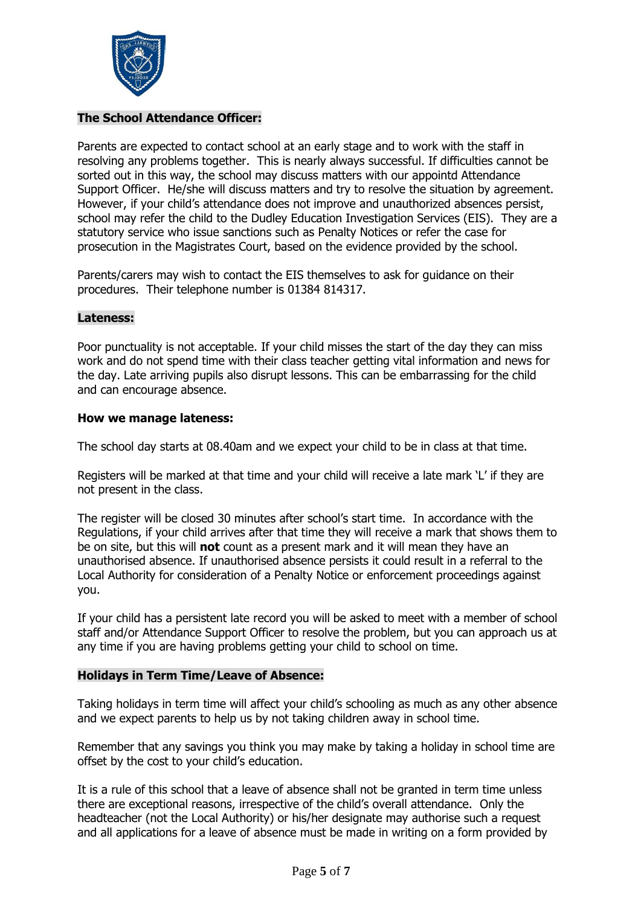## The School Attendance Officer:

Parents are expected to contact school at an early stage and to work with the staff in resolving any problems together. This is nearly always successful. If difficulties cannot be sorted out in this way, the school may discuss matters with our appointd Attendance Support Officer. He/she will discuss matters and try to resolve the situation by agreement. However, if your child's attendance does not improve and unauthorized absences persist, school may refer the child to the Dudley Education Investigation Services (EIS). They are a statutory service who issue sanctions such as Penalty Notices or refer the case for prosecution in the Magistrates Court, based on the evidence provided by the school.

Parents/carers may wish to contact the EIS themselves to ask for guidance on their procedures. Their telephone number is 01384 814317.

## Lateness:

Poor punctuality is not acceptable. If your child misses the start of the day they can miss work and do not spend time with their class teacher getting vital information and news for the day. Late arriving pupils also disrupt lessons. This can be embarrassing for the child and can encourage absence.

### How we manage lateness:

The school day starts at 08.40am and we expect your child to be in class at that time.

Registers will be marked at that time and your child will receive a late mark 'L' if they are not present in the class.

The register will be closed 30 minutes after school's start time. In accordance with the Regulations, if your child arrives after that time they will receive a mark that shows them to be on site, but this will **not** count as a present mark and it will mean they have an unauthorised absence. If unauthorised absence persists it could result in a referral to the Local Authority for consideration of a Penalty Notice or enforcement proceedings against you.

If your child has a persistent late record you will be asked to meet with a member of school staff and/or Attendance Support Officer to resolve the problem, but you can approach us at any time if you are having problems getting your child to school on time.

## Holidays in Term Time/Leave of Absence:

Taking holidays in term time will affect your child's schooling as much as any other absence and we expect parents to help us by not taking children away in school time.

Remember that any savings you think you may make by taking a holiday in school time are offset by the cost to your child's education.

It is a rule of this school that a leave of absence shall not be granted in term time unless there are exceptional reasons, irrespective of the child's overall attendance. Only the headteacher (not the Local Authority) or his/her designate may authorise such a request and all applications for a leave of absence must be made in writing on a form provided by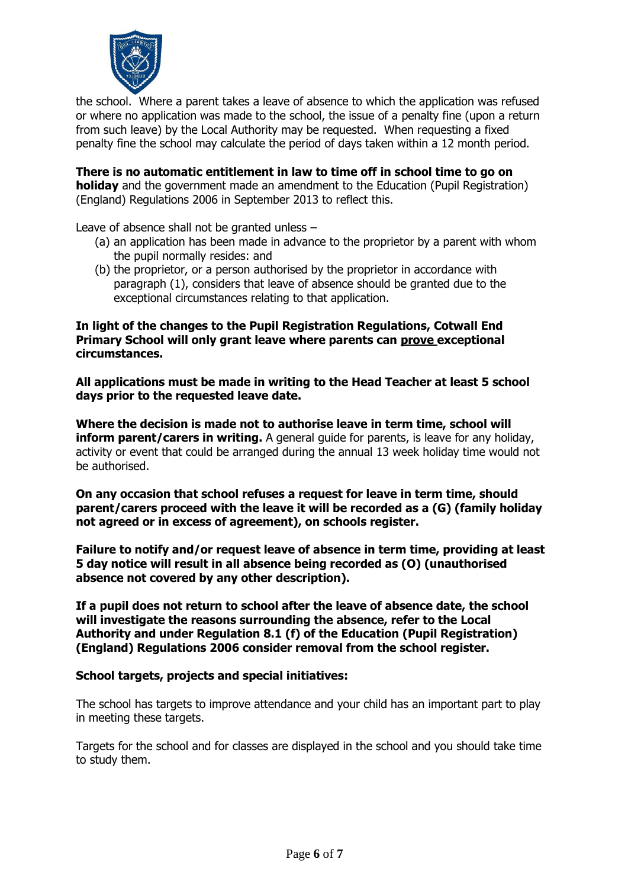the school. Where a parent takes a leave of absence to which the application was refused or where no application was made to the school, the issue of a penalty fine (upon a return from such leave) by the Local Authority may be requested. When requesting a fixed penalty fine the school may calculate the period of days taken within a 12 month period.

**There is no automatic entitlement in law to time off in school time to go on holiday** and the government made an amendment to the Education (Pupil Registration) (England) Regulations 2006 in September 2013 to reflect this.

Leave of absence shall not be granted unless –

(a) an application has been made in advance to the proprietor by a parent with whom the pupil normally resides: and
(b) the proprietor, or a person authorised by the proprietor in accordance with paragraph (1), considers that leave of absence should be granted due to the exceptional circumstances relating to that application.

**In light of the changes to the Pupil Registration Regulations, Cotwall End Primary School will only grant leave where parents can <u>prove</u> exceptional circumstances.**

**All applications must be made in writing to the Head Teacher at least 5 school days prior to the requested leave date.**

**Where the decision is made not to authorise leave in term time, school will inform parent/carers in writing.** A general guide for parents, is leave for any holiday, activity or event that could be arranged during the annual 13 week holiday time would not be authorised.

**On any occasion that school refuses a request for leave in term time, should parent/carers proceed with the leave it will be recorded as a (G) (family holiday not agreed or in excess of agreement), on schools register.**

**Failure to notify and/or request leave of absence in term time, providing at least 5 day notice will result in all absence being recorded as (O) (unauthorised absence not covered by any other description).**

**If a pupil does not return to school after the leave of absence date, the school will investigate the reasons surrounding the absence, refer to the Local Authority and under Regulation 8.1 (f) of the Education (Pupil Registration) (England) Regulations 2006 consider removal from the school register.**

**School targets, projects and special initiatives:**

The school has targets to improve attendance and your child has an important part to play in meeting these targets.

Targets for the school and for classes are displayed in the school and you should take time to study them.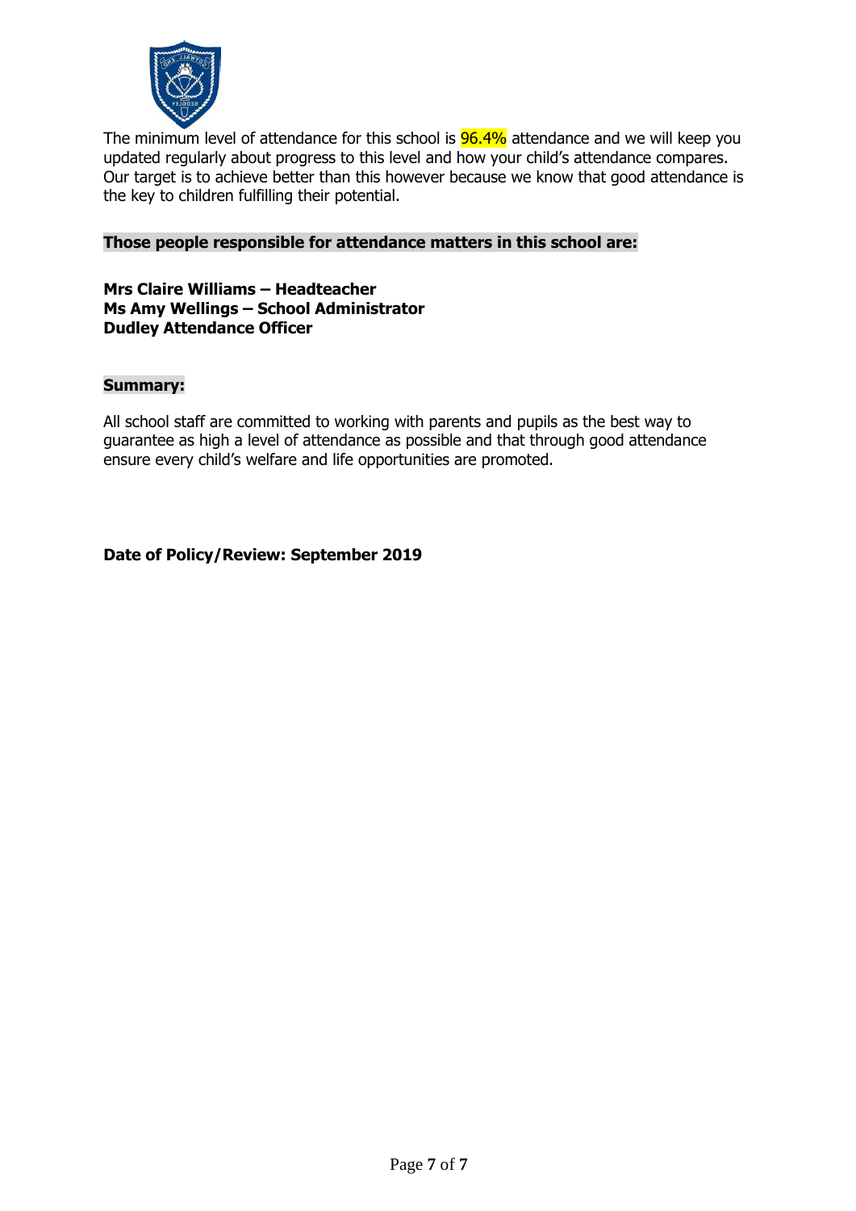The minimum level of attendance for this school is 96.4% attendance and we will keep you updated regularly about progress to this level and how your child's attendance compares. Our target is to achieve better than this however because we know that good attendance is the key to children fulfilling their potential.

**Those people responsible for attendance matters in this school are:**

**Mrs Claire Williams – Headteacher**
**Ms Amy Wellings – School Administrator**
**Dudley Attendance Officer**

**Summary:**

All school staff are committed to working with parents and pupils as the best way to guarantee as high a level of attendance as possible and that through good attendance ensure every child's welfare and life opportunities are promoted.

**Date of Policy/Review: September 2019**